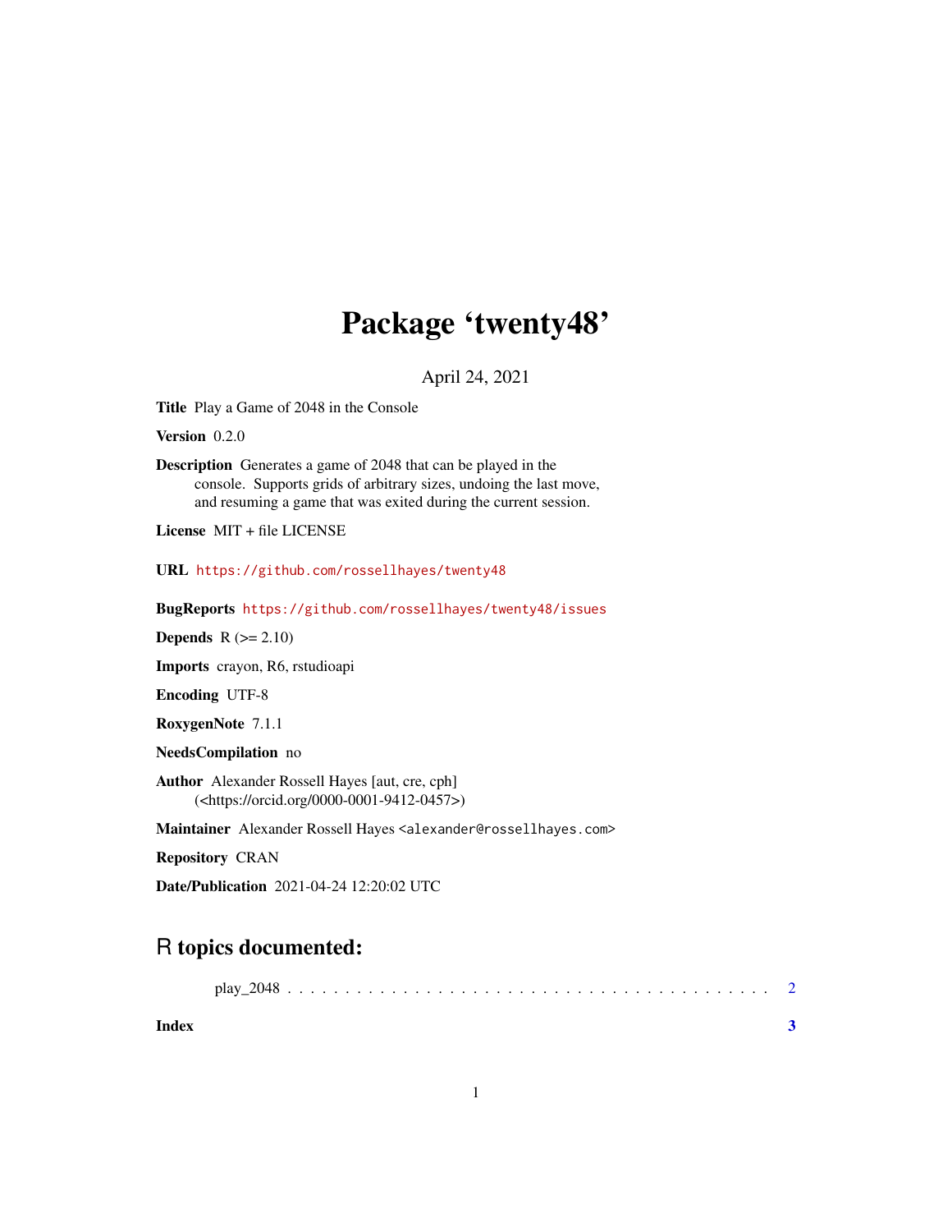# Package 'twenty48'

April 24, 2021

**Title** Play a Game of 2048 in the Console

**Version** 0.2.0

**Description** Generates a game of 2048 that can be played in the console. Supports grids of arbitrary sizes, undoing the last move, and resuming a game that was exited during the current session.

**License** MIT + file LICENSE

**URL** https://github.com/rossellhayes/twenty48

**BugReports** https://github.com/rossellhayes/twenty48/issues

**Depends** R (>= 2.10)

**Imports** crayon, R6, rstudioapi

**Encoding** UTF-8

**RoxygenNote** 7.1.1

**NeedsCompilation** no

**Author** Alexander Rossell Hayes [aut, cre, cph] (<https://orcid.org/0000-0001-9412-0457>)

**Maintainer** Alexander Rossell Hayes <alexander@rossellhayes.com>

**Repository** CRAN

**Date/Publication** 2021-04-24 12:20:02 UTC

## R topics documented:

play_2048 . . . . . . . . . . . . . . . . . . . . . . . . . . . . . . . . . . . . . . . . . 2

**Index** **3**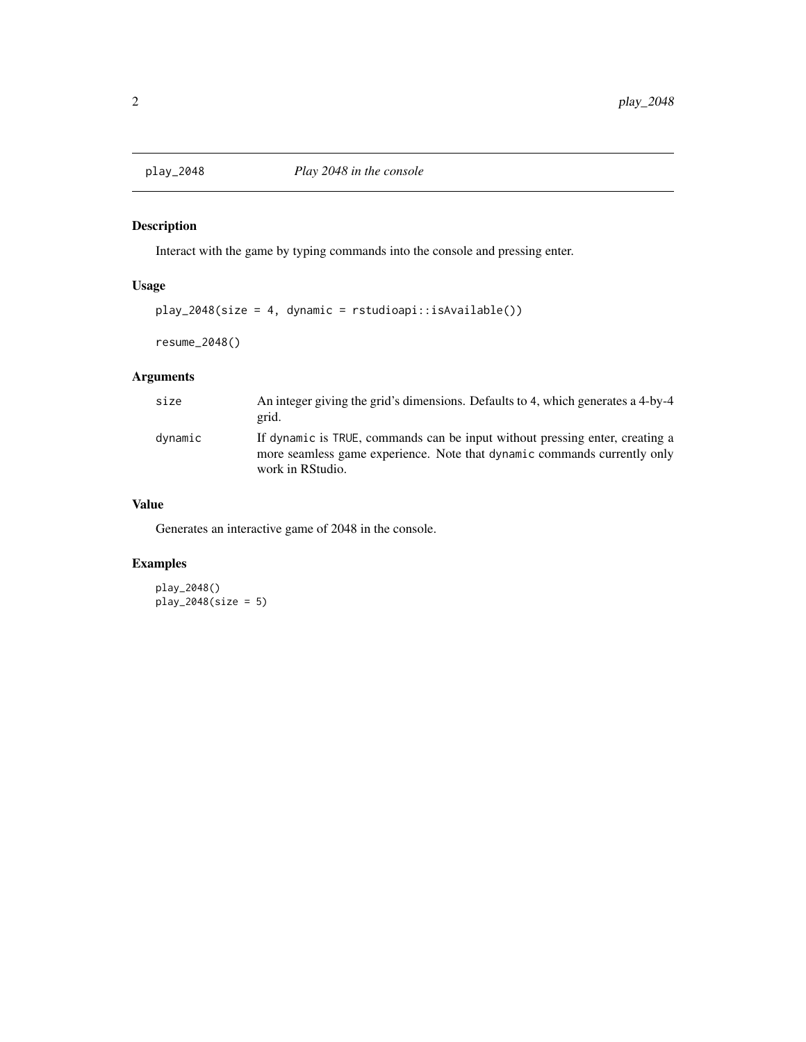# play_2048 *Play 2048 in the console*

## Description

Interact with the game by typing commands into the console and pressing enter.

## Usage

```
play_2048(size = 4, dynamic = rstudioapi::isAvailable())

resume_2048()
```

## Arguments

| | |
|---|---|
| size | An integer giving the grid's dimensions. Defaults to 4, which generates a 4-by-4 grid. |
| dynamic | If `dynamic` is `TRUE`, commands can be input without pressing enter, creating a more seamless game experience. Note that `dynamic` commands currently only work in RStudio. |

## Value

Generates an interactive game of 2048 in the console.

## Examples

```
play_2048()
play_2048(size = 5)
```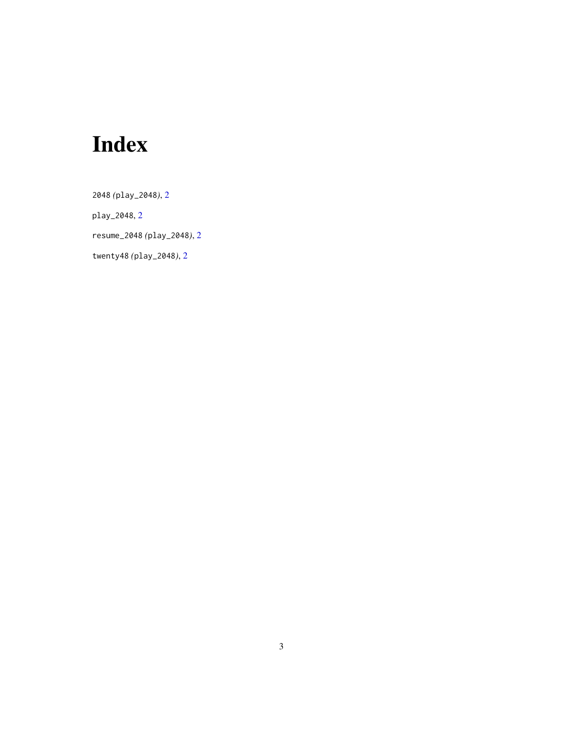# Index

2048 (play_2048), 2

play_2048, 2

resume_2048 (play_2048), 2

twenty48 (play_2048), 2